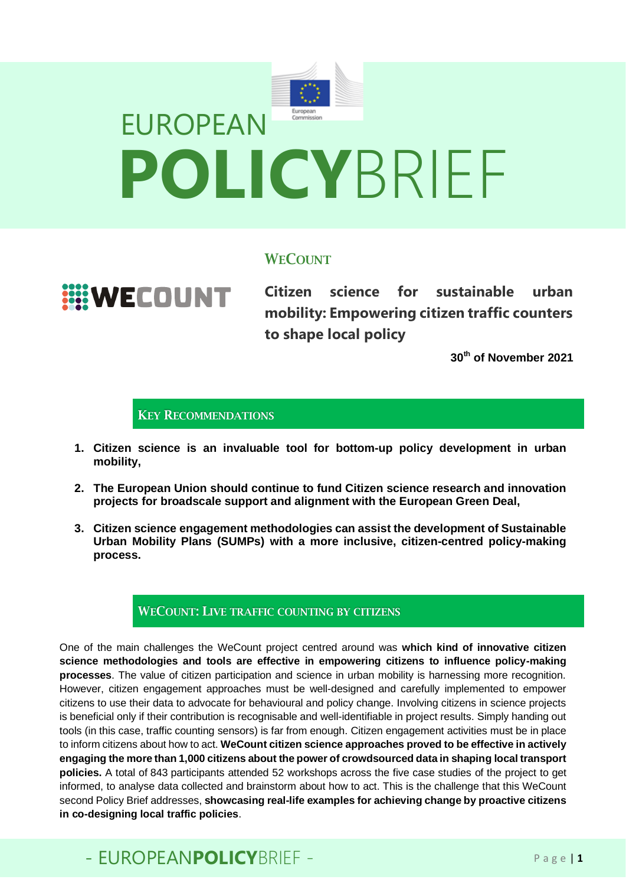# EUROPEAN POLICYBRIEF

## WECOUNT

**Citizen science for sustainable urban mobility: Empowering citizen traffic counters to shape local policy**

**30th of November 2021**

## KEY RECOMMENDATIONS

1. **Citizen science is an invaluable tool for bottom-up policy development in urban mobility,**
2. **The European Union should continue to fund Citizen science research and innovation projects for broadscale support and alignment with the European Green Deal,**
3. **Citizen science engagement methodologies can assist the development of Sustainable Urban Mobility Plans (SUMPs) with a more inclusive, citizen-centred policy-making process.**

## WECOUNT: LIVE TRAFFIC COUNTING BY CITIZENS

One of the main challenges the WeCount project centred around was **which kind of innovative citizen science methodologies and tools are effective in empowering citizens to influence policy-making processes**. The value of citizen participation and science in urban mobility is harnessing more recognition. However, citizen engagement approaches must be well-designed and carefully implemented to empower citizens to use their data to advocate for behavioural and policy change. Involving citizens in science projects is beneficial only if their contribution is recognisable and well-identifiable in project results. Simply handing out tools (in this case, traffic counting sensors) is far from enough. Citizen engagement activities must be in place to inform citizens about how to act. **WeCount citizen science approaches proved to be effective in actively engaging the more than 1,000 citizens about the power of crowdsourced data in shaping local transport policies.** A total of 843 participants attended 52 workshops across the five case studies of the project to get informed, to analyse data collected and brainstorm about how to act. This is the challenge that this WeCount second Policy Brief addresses, **showcasing real-life examples for achieving change by proactive citizens in co-designing local traffic policies**.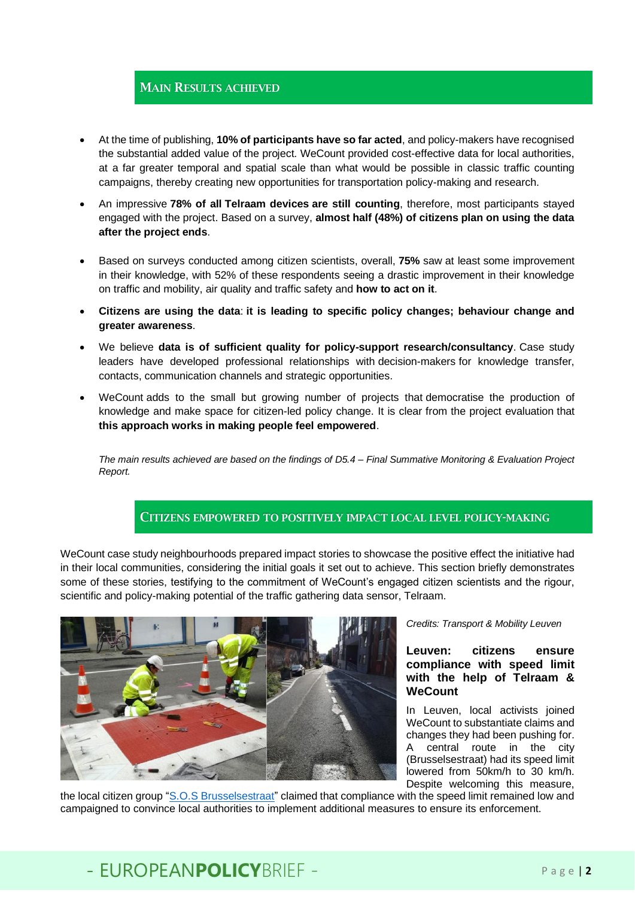## Main Results Achieved

- At the time of publishing, **10% of participants have so far acted**, and policy-makers have recognised the substantial added value of the project. WeCount provided cost-effective data for local authorities, at a far greater temporal and spatial scale than what would be possible in classic traffic counting campaigns, thereby creating new opportunities for transportation policy-making and research.
- An impressive **78% of all Telraam devices are still counting**, therefore, most participants stayed engaged with the project. Based on a survey, **almost half (48%) of citizens plan on using the data after the project ends**.
- Based on surveys conducted among citizen scientists, overall, **75%** saw at least some improvement in their knowledge, with 52% of these respondents seeing a drastic improvement in their knowledge on traffic and mobility, air quality and traffic safety and **how to act on it**.
- **Citizens are using the data**: **it is leading to specific policy changes; behaviour change and greater awareness**.
- We believe **data is of sufficient quality for policy-support research/consultancy**. Case study leaders have developed professional relationships with decision-makers for knowledge transfer, contacts, communication channels and strategic opportunities.
- WeCount adds to the small but growing number of projects that democratise the production of knowledge and make space for citizen-led policy change. It is clear from the project evaluation that **this approach works in making people feel empowered**.

*The main results achieved are based on the findings of D5.4 – Final Summative Monitoring & Evaluation Project Report.*

## Citizens Empowered to Positively Impact Local Level Policy-Making

WeCount case study neighbourhoods prepared impact stories to showcase the positive effect the initiative had in their local communities, considering the initial goals it set out to achieve. This section briefly demonstrates some of these stories, testifying to the commitment of WeCount's engaged citizen scientists and the rigour, scientific and policy-making potential of the traffic gathering data sensor, Telraam.

*Credits: Transport & Mobility Leuven*

### Leuven: citizens ensure compliance with speed limit with the help of Telraam & WeCount

In Leuven, local activists joined WeCount to substantiate claims and changes they had been pushing for. A central route in the city (Brusselsestraat) had its speed limit lowered from 50km/h to 30 km/h. Despite welcoming this measure, the local citizen group "[S.O.S Brusselsestraat]" claimed that compliance with the speed limit remained low and campaigned to convince local authorities to implement additional measures to ensure its enforcement.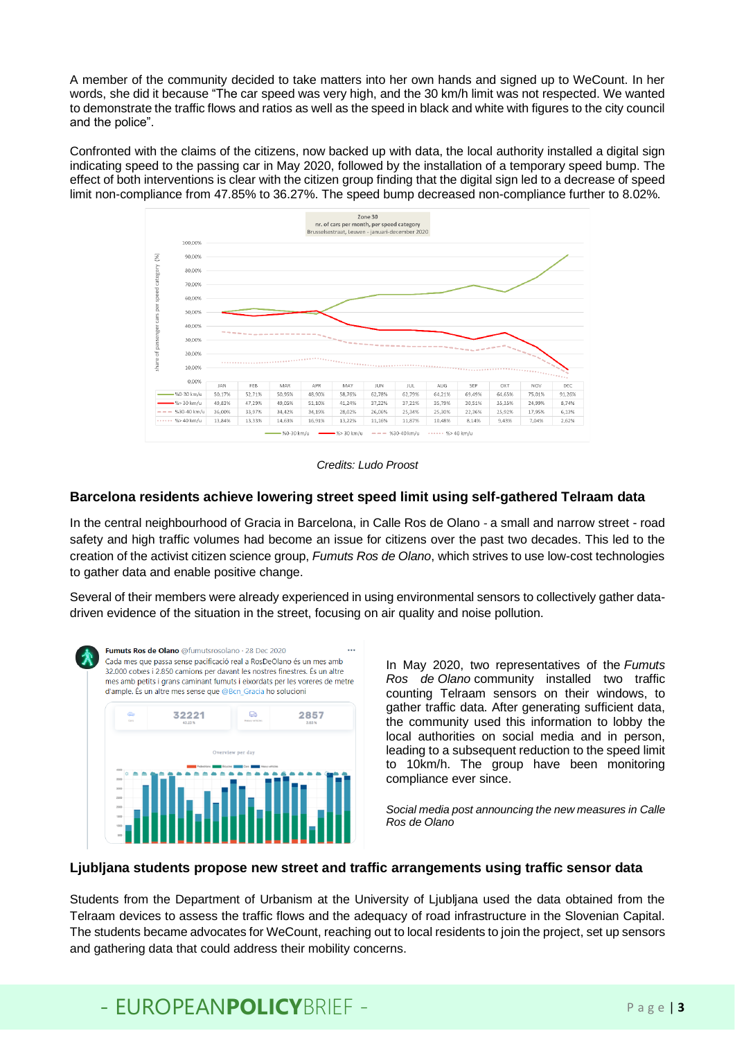A member of the community decided to take matters into her own hands and signed up to WeCount. In her words, she did it because "The car speed was very high, and the 30 km/h limit was not respected. We wanted to demonstrate the traffic flows and ratios as well as the speed in black and white with figures to the city council and the police".

Confronted with the claims of the citizens, now backed up with data, the local authority installed a digital sign indicating speed to the passing car in May 2020, followed by the installation of a temporary speed bump. The effect of both interventions is clear with the citizen group finding that the digital sign led to a decrease of speed limit non-compliance from 47.85% to 36.27%. The speed bump decreased non-compliance further to 8.02%.

Zone 30
nr. of cars per month, per speed category
Brusselsestraat, Leuven - januari-december 2020

| | JAN | FEB | MAR | APR | MAY | JUN | JUL | AUG | SEP | OKT | NOV | DEC |
|---|---|---|---|---|---|---|---|---|---|---|---|---|
| %0-30 km/u | 50,17% | 52,71% | 50,95% | 48,90% | 58,76% | 62,78% | 62,79% | 64,21% | 69,49% | 64,65% | 75,01% | 91,26% |
| %> 30 km/u | 49,83% | 47,29% | 49,05% | 51,10% | 41,24% | 37,22% | 37,21% | 35,79% | 30,51% | 35,35% | 24,99% | 8,74% |
| %30-40 km/u | 36,00% | 33,97% | 34,42% | 34,19% | 28,02% | 26,06% | 25,34% | 25,30% | 22,36% | 25,92% | 17,95% | 6,13% |
| %> 40 km/u | 13,84% | 13,33% | 14,63% | 16,91% | 13,22% | 11,16% | 11,87% | 10,48% | 8,14% | 9,43% | 7,04% | 2,62% |

*Credits: Ludo Proost*

## Barcelona residents achieve lowering street speed limit using self-gathered Telraam data

In the central neighbourhood of Gracia in Barcelona, in Calle Ros de Olano - a small and narrow street - road safety and high traffic volumes had become an issue for citizens over the past two decades. This led to the creation of the activist citizen science group, *Fumuts Ros de Olano*, which strives to use low-cost technologies to gather data and enable positive change.

Several of their members were already experienced in using environmental sensors to collectively gather data-driven evidence of the situation in the street, focusing on air quality and noise pollution.

In May 2020, two representatives of the *Fumuts Ros de Olano* community installed two traffic counting Telraam sensors on their windows, to gather traffic data. After generating sufficient data, the community used this information to lobby the local authorities on social media and in person, leading to a subsequent reduction to the speed limit to 10km/h. The group have been monitoring compliance ever since.

Fumuts Ros de Olano @fumutsrosolano · 28 Dec 2020
Cada mes que passa sense pacificació real a RosDeOlano és un mes amb 32.000 cotxes i 2.850 camions per davant les nostres finestres. És un altre mes amb petits i grans caminant fumuts i eixordats per les voreres de metre d'ample. És un altre mes sense que @Bcn_Gracia ho solucioni

*Social media post announcing the new measures in Calle Ros de Olano*

## Ljubljana students propose new street and traffic arrangements using traffic sensor data

Students from the Department of Urbanism at the University of Ljubljana used the data obtained from the Telraam devices to assess the traffic flows and the adequacy of road infrastructure in the Slovenian Capital. The students became advocates for WeCount, reaching out to local residents to join the project, set up sensors and gathering data that could address their mobility concerns.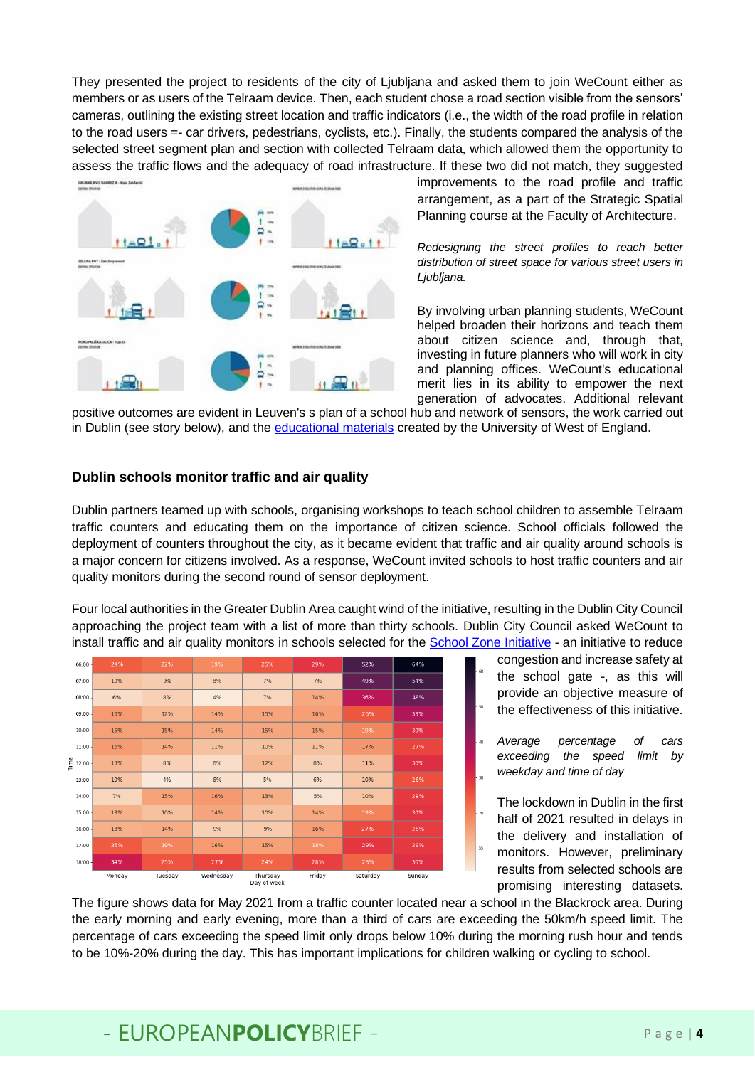They presented the project to residents of the city of Ljubljana and asked them to join WeCount either as members or as users of the Telraam device. Then, each student chose a road section visible from the sensors' cameras, outlining the existing street location and traffic indicators (i.e., the width of the road profile in relation to the road users =- car drivers, pedestrians, cyclists, etc.). Finally, the students compared the analysis of the selected street segment plan and section with collected Telraam data, which allowed them the opportunity to assess the traffic flows and the adequacy of road infrastructure. If these two did not match, they suggested improvements to the road profile and traffic arrangement, as a part of the Strategic Spatial Planning course at the Faculty of Architecture.

*Redesigning the street profiles to reach better distribution of street space for various street users in Ljubljana.*

By involving urban planning students, WeCount helped broaden their horizons and teach them about citizen science and, through that, investing in future planners who will work in city and planning offices. WeCount's educational merit lies in its ability to empower the next generation of advocates. Additional relevant positive outcomes are evident in Leuven's s plan of a school hub and network of sensors, the work carried out in Dublin (see story below), and the educational materials created by the University of West of England.

### Dublin schools monitor traffic and air quality

Dublin partners teamed up with schools, organising workshops to teach school children to assemble Telraam traffic counters and educating them on the importance of citizen science. School officials followed the deployment of counters throughout the city, as it became evident that traffic and air quality around schools is a major concern for citizens involved. As a response, WeCount invited schools to host traffic counters and air quality monitors during the second round of sensor deployment.

Four local authorities in the Greater Dublin Area caught wind of the initiative, resulting in the Dublin City Council approaching the project team with a list of more than thirty schools. Dublin City Council asked WeCount to install traffic and air quality monitors in schools selected for the School Zone Initiative - an initiative to reduce congestion and increase safety at the school gate -, as this will provide an objective measure of the effectiveness of this initiative.

| Time | Monday | Tuesday | Wednesday | Thursday | Friday | Saturday | Sunday |
|---|---|---|---|---|---|---|---|
| 06:00 | 24% | 22% | 19% | 25% | 29% | 52% | 64% |
| 07:00 | 10% | 9% | 8% | 7% | 7% | 49% | 54% |
| 08:00 | 6% | 8% | 4% | 7% | 14% | 36% | 48% |
| 09:00 | 16% | 12% | 14% | 15% | 16% | 25% | 38% |
| 10:00 | 16% | 15% | 14% | 15% | 15% | 19% | 30% |
| 11:00 | 16% | 14% | 11% | 10% | 11% | 17% | 27% |
| 12:00 | 13% | 8% | 6% | 12% | 8% | 11% | 30% |
| 13:00 | 10% | 4% | 6% | 5% | 6% | 10% | 26% |
| 14:00 | 7% | 15% | 16% | 13% | 5% | 10% | 29% |
| 15:00 | 13% | 10% | 14% | 10% | 14% | 19% | 30% |
| 16:00 | 13% | 14% | 9% | 9% | 16% | 27% | 28% |
| 17:00 | 25% | 19% | 16% | 15% | 18% | 29% | 29% |
| 18:00 | 34% | 25% | 27% | 24% | 28% | 23% | 30% |

*Average percentage of cars exceeding the speed limit by weekday and time of day*

The lockdown in Dublin in the first half of 2021 resulted in delays in the delivery and installation of monitors. However, preliminary results from selected schools are promising interesting datasets. The figure shows data for May 2021 from a traffic counter located near a school in the Blackrock area. During the early morning and early evening, more than a third of cars are exceeding the 50km/h speed limit. The percentage of cars exceeding the speed limit only drops below 10% during the morning rush hour and tends to be 10%-20% during the day. This has important implications for children walking or cycling to school.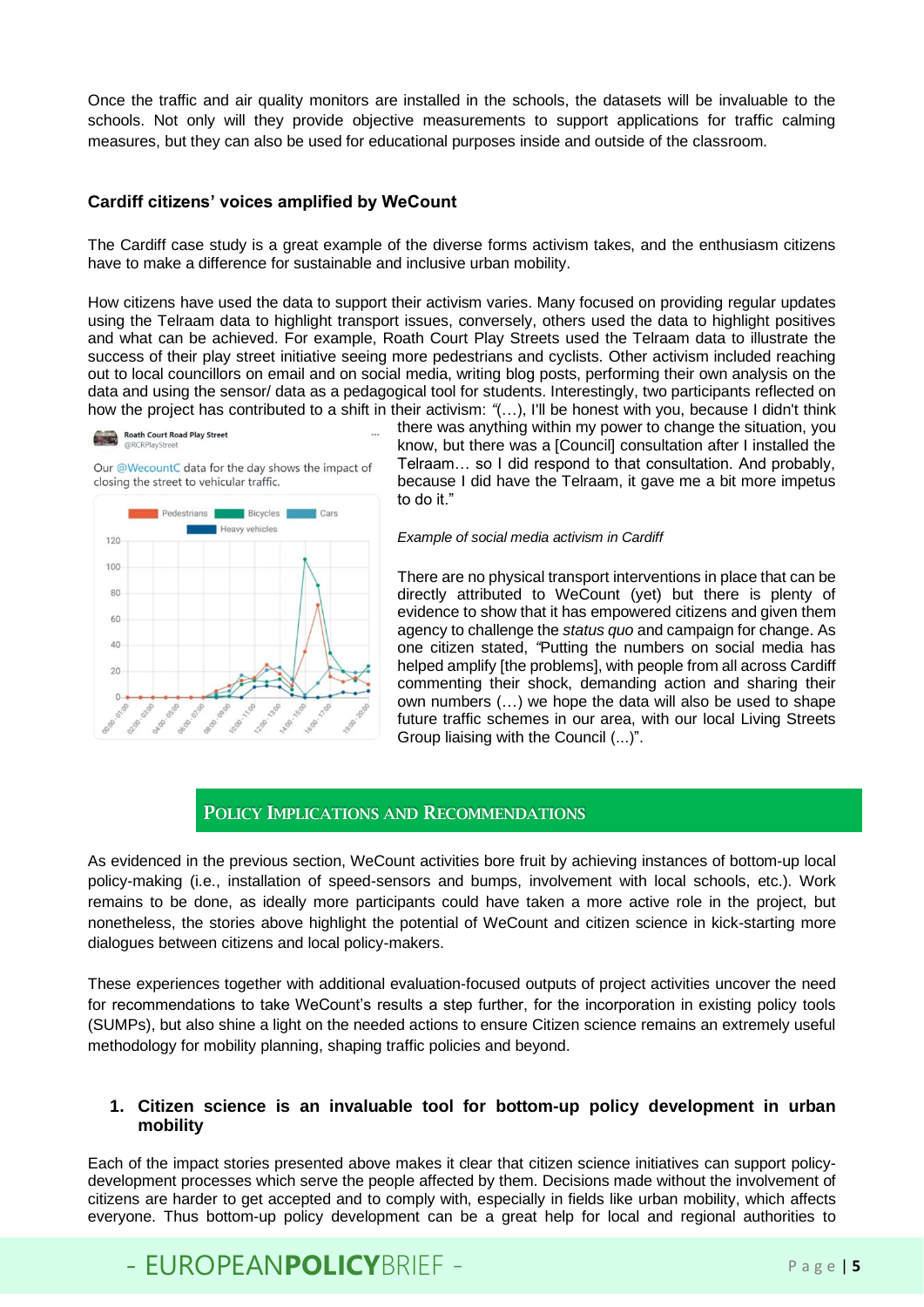Once the traffic and air quality monitors are installed in the schools, the datasets will be invaluable to the schools. Not only will they provide objective measurements to support applications for traffic calming measures, but they can also be used for educational purposes inside and outside of the classroom.

### Cardiff citizens' voices amplified by WeCount

The Cardiff case study is a great example of the diverse forms activism takes, and the enthusiasm citizens have to make a difference for sustainable and inclusive urban mobility.

How citizens have used the data to support their activism varies. Many focused on providing regular updates using the Telraam data to highlight transport issues, conversely, others used the data to highlight positives and what can be achieved. For example, Roath Court Play Streets used the Telraam data to illustrate the success of their play street initiative seeing more pedestrians and cyclists. Other activism included reaching out to local councillors on email and on social media, writing blog posts, performing their own analysis on the data and using the sensor/ data as a pedagogical tool for students. Interestingly, two participants reflected on how the project has contributed to a shift in their activism: "(…), I'll be honest with you, because I didn't think there was anything within my power to change the situation, you know, but there was a [Council] consultation after I installed the Telraam… so I did respond to that consultation. And probably, because I did have the Telraam, it gave me a bit more impetus to do it."

*Example of social media activism in Cardiff*

There are no physical transport interventions in place that can be directly attributed to WeCount (yet) but there is plenty of evidence to show that it has empowered citizens and given them agency to challenge the *status quo* and campaign for change. As one citizen stated, "Putting the numbers on social media has helped amplify [the problems], with people from all across Cardiff commenting their shock, demanding action and sharing their own numbers (…) we hope the data will also be used to shape future traffic schemes in our area, with our local Living Streets Group liaising with the Council (...)".

## Policy Implications and Recommendations

As evidenced in the previous section, WeCount activities bore fruit by achieving instances of bottom-up local policy-making (i.e., installation of speed-sensors and bumps, involvement with local schools, etc.). Work remains to be done, as ideally more participants could have taken a more active role in the project, but nonetheless, the stories above highlight the potential of WeCount and citizen science in kick-starting more dialogues between citizens and local policy-makers.

These experiences together with additional evaluation-focused outputs of project activities uncover the need for recommendations to take WeCount's results a step further, for the incorporation in existing policy tools (SUMPs), but also shine a light on the needed actions to ensure Citizen science remains an extremely useful methodology for mobility planning, shaping traffic policies and beyond.

### 1. Citizen science is an invaluable tool for bottom-up policy development in urban mobility

Each of the impact stories presented above makes it clear that citizen science initiatives can support policy-development processes which serve the people affected by them. Decisions made without the involvement of citizens are harder to get accepted and to comply with, especially in fields like urban mobility, which affects everyone. Thus bottom-up policy development can be a great help for local and regional authorities to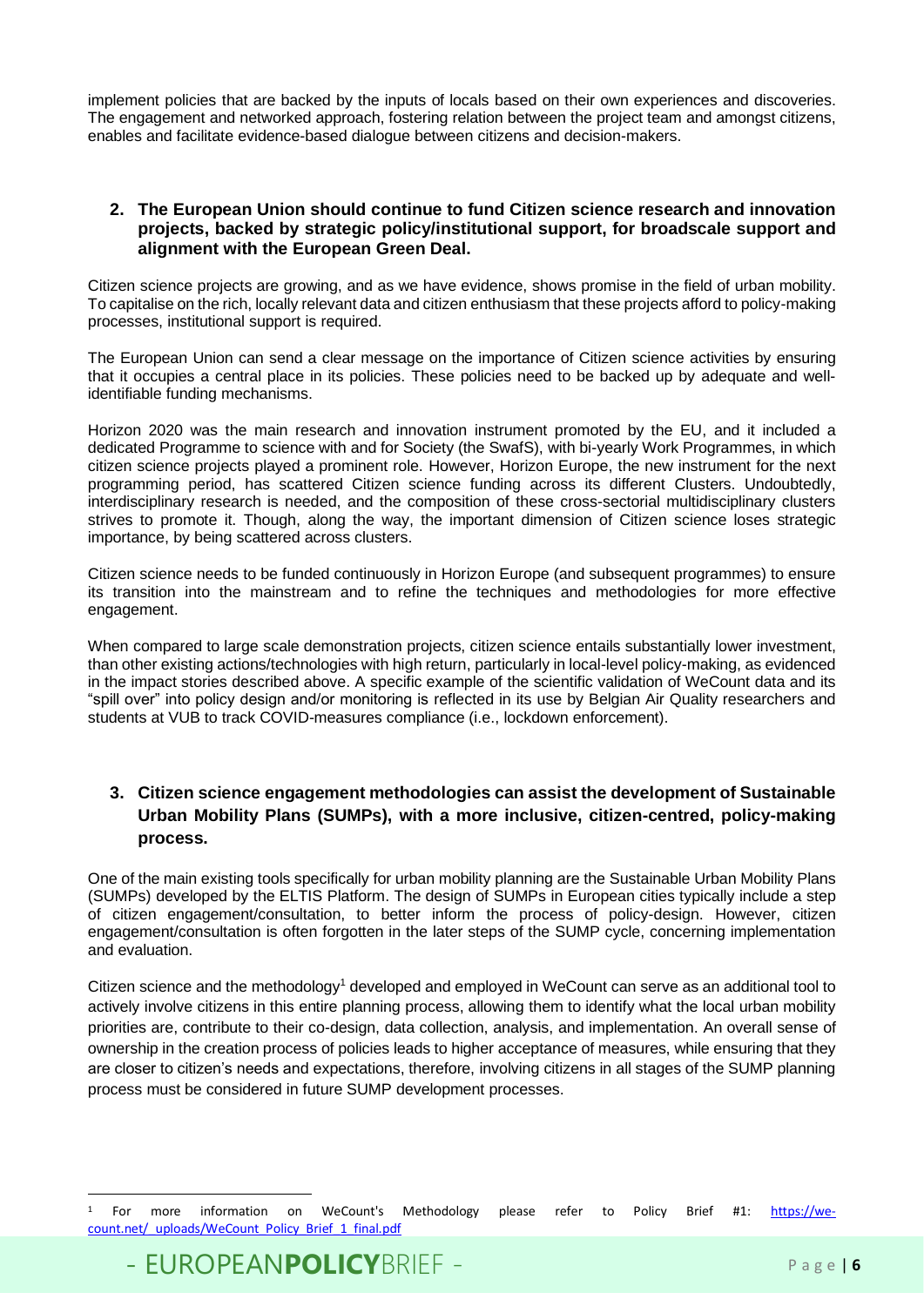implement policies that are backed by the inputs of locals based on their own experiences and discoveries. The engagement and networked approach, fostering relation between the project team and amongst citizens, enables and facilitate evidence-based dialogue between citizens and decision-makers.

**2. The European Union should continue to fund Citizen science research and innovation projects, backed by strategic policy/institutional support, for broadscale support and alignment with the European Green Deal.**

Citizen science projects are growing, and as we have evidence, shows promise in the field of urban mobility. To capitalise on the rich, locally relevant data and citizen enthusiasm that these projects afford to policy-making processes, institutional support is required.

The European Union can send a clear message on the importance of Citizen science activities by ensuring that it occupies a central place in its policies. These policies need to be backed up by adequate and well-identifiable funding mechanisms.

Horizon 2020 was the main research and innovation instrument promoted by the EU, and it included a dedicated Programme to science with and for Society (the SwafS), with bi-yearly Work Programmes, in which citizen science projects played a prominent role. However, Horizon Europe, the new instrument for the next programming period, has scattered Citizen science funding across its different Clusters. Undoubtedly, interdisciplinary research is needed, and the composition of these cross-sectorial multidisciplinary clusters strives to promote it. Though, along the way, the important dimension of Citizen science loses strategic importance, by being scattered across clusters.

Citizen science needs to be funded continuously in Horizon Europe (and subsequent programmes) to ensure its transition into the mainstream and to refine the techniques and methodologies for more effective engagement.

When compared to large scale demonstration projects, citizen science entails substantially lower investment, than other existing actions/technologies with high return, particularly in local-level policy-making, as evidenced in the impact stories described above. A specific example of the scientific validation of WeCount data and its "spill over" into policy design and/or monitoring is reflected in its use by Belgian Air Quality researchers and students at VUB to track COVID-measures compliance (i.e., lockdown enforcement).

**3. Citizen science engagement methodologies can assist the development of Sustainable Urban Mobility Plans (SUMPs), with a more inclusive, citizen-centred, policy-making process.**

One of the main existing tools specifically for urban mobility planning are the Sustainable Urban Mobility Plans (SUMPs) developed by the ELTIS Platform. The design of SUMPs in European cities typically include a step of citizen engagement/consultation, to better inform the process of policy-design. However, citizen engagement/consultation is often forgotten in the later steps of the SUMP cycle, concerning implementation and evaluation.

Citizen science and the methodology[1] developed and employed in WeCount can serve as an additional tool to actively involve citizens in this entire planning process, allowing them to identify what the local urban mobility priorities are, contribute to their co-design, data collection, analysis, and implementation. An overall sense of ownership in the creation process of policies leads to higher acceptance of measures, while ensuring that they are closer to citizen's needs and expectations, therefore, involving citizens in all stages of the SUMP planning process must be considered in future SUMP development processes.

[1] For more information on WeCount's Methodology please refer to Policy Brief #1: https://we-count.net/_uploads/WeCount_Policy_Brief_1_final.pdf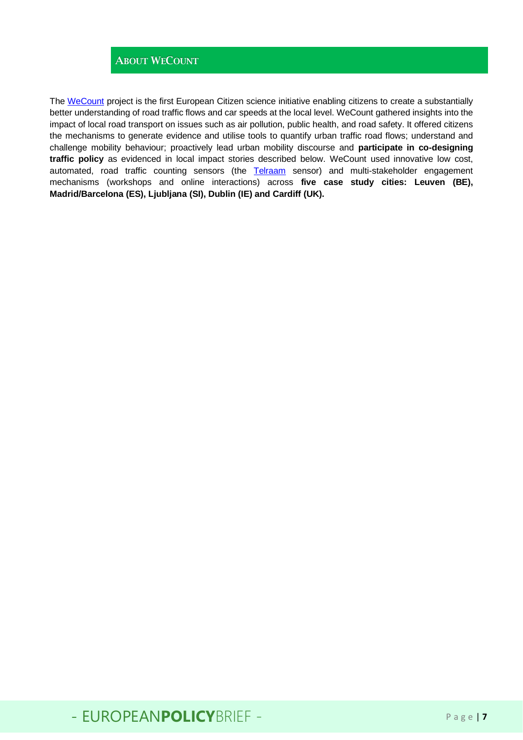## About WeCount

The WeCount project is the first European Citizen science initiative enabling citizens to create a substantially better understanding of road traffic flows and car speeds at the local level. WeCount gathered insights into the impact of local road transport on issues such as air pollution, public health, and road safety. It offered citizens the mechanisms to generate evidence and utilise tools to quantify urban traffic road flows; understand and challenge mobility behaviour; proactively lead urban mobility discourse and **participate in co-designing traffic policy** as evidenced in local impact stories described below. WeCount used innovative low cost, automated, road traffic counting sensors (the Telraam sensor) and multi-stakeholder engagement mechanisms (workshops and online interactions) across **five case study cities: Leuven (BE), Madrid/Barcelona (ES), Ljubljana (SI), Dublin (IE) and Cardiff (UK).**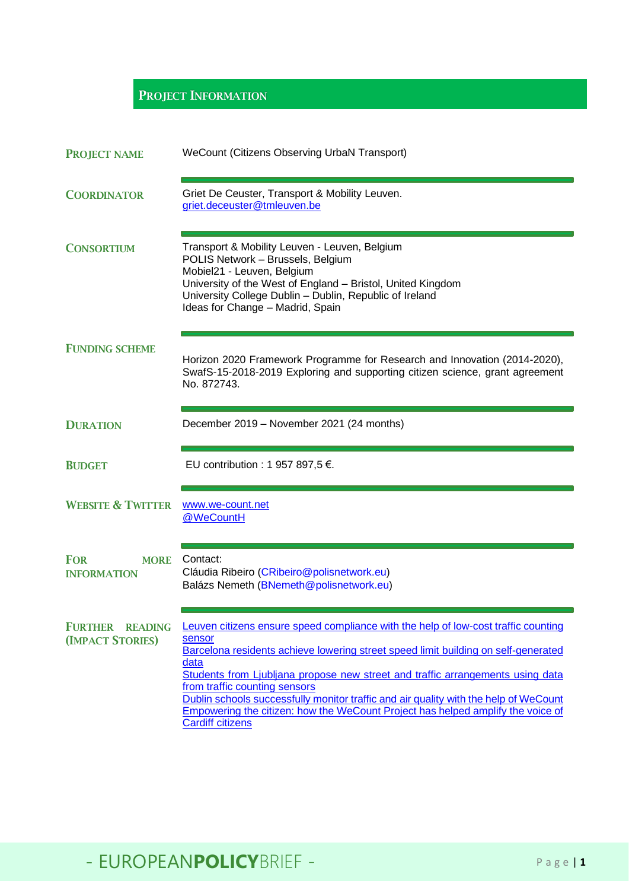## Project Information

| | |
|---|---|
| **PROJECT NAME** | WeCount (Citizens Observing UrbaN Transport) |
| **COORDINATOR** | Griet De Ceuster, Transport & Mobility Leuven.<br>griet.deceuster@tmleuven.be |
| **CONSORTIUM** | Transport & Mobility Leuven - Leuven, Belgium<br>POLIS Network – Brussels, Belgium<br>Mobiel21 - Leuven, Belgium<br>University of the West of England – Bristol, United Kingdom<br>University College Dublin – Dublin, Republic of Ireland<br>Ideas for Change – Madrid, Spain |
| **FUNDING SCHEME** | Horizon 2020 Framework Programme for Research and Innovation (2014-2020), SwafS-15-2018-2019 Exploring and supporting citizen science, grant agreement No. 872743. |
| **DURATION** | December 2019 – November 2021 (24 months) |
| **BUDGET** | EU contribution : 1 957 897,5 €. |
| **WEBSITE & TWITTER** | www.we-count.net<br>@WeCountH |
| **FOR MORE INFORMATION** | Contact:<br>Cláudia Ribeiro (CRibeiro@polisnetwork.eu)<br>Balázs Nemeth (BNemeth@polisnetwork.eu) |
| **FURTHER READING (IMPACT STORIES)** | Leuven citizens ensure speed compliance with the help of low-cost traffic counting sensor<br>Barcelona residents achieve lowering street speed limit building on self-generated data<br>Students from Ljubljana propose new street and traffic arrangements using data from traffic counting sensors<br>Dublin schools successfully monitor traffic and air quality with the help of WeCount<br>Empowering the citizen: how the WeCount Project has helped amplify the voice of Cardiff citizens |